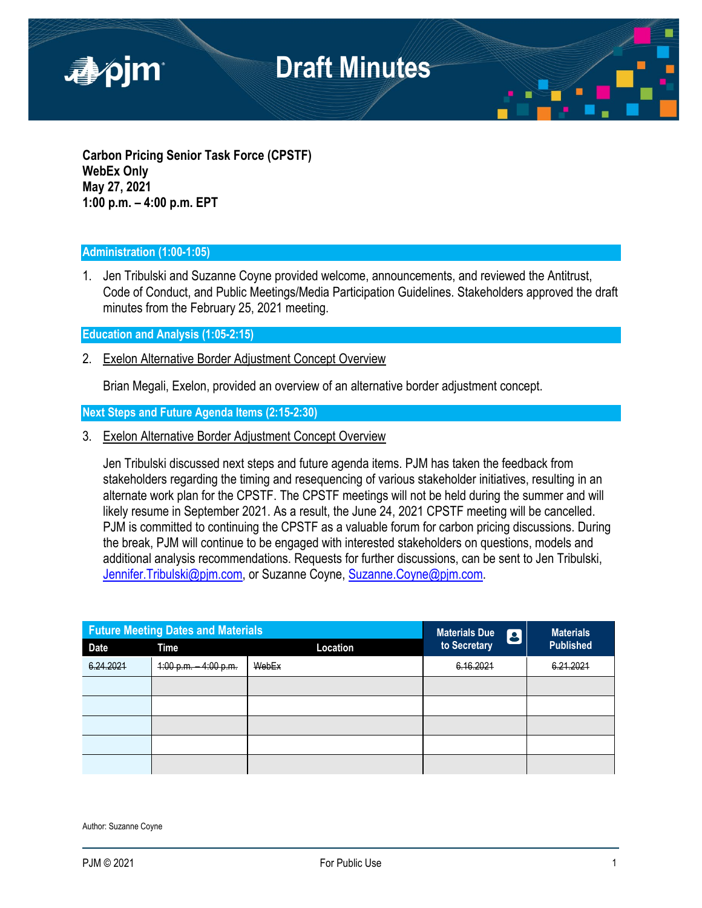# Draft Minutes

**Carbon Pricing Senior Task Force (CPSTF)**
**WebEx Only**
**May 27, 2021**
**1:00 p.m. – 4:00 p.m. EPT**

## Administration (1:00-1:05)

1. Jen Tribulski and Suzanne Coyne provided welcome, announcements, and reviewed the Antitrust, Code of Conduct, and Public Meetings/Media Participation Guidelines. Stakeholders approved the draft minutes from the February 25, 2021 meeting.

## Education and Analysis (1:05-2:15)

2. Exelon Alternative Border Adjustment Concept Overview

   Brian Megali, Exelon, provided an overview of an alternative border adjustment concept.

## Next Steps and Future Agenda Items (2:15-2:30)

3. Exelon Alternative Border Adjustment Concept Overview

   Jen Tribulski discussed next steps and future agenda items. PJM has taken the feedback from stakeholders regarding the timing and resequencing of various stakeholder initiatives, resulting in an alternate work plan for the CPSTF. The CPSTF meetings will not be held during the summer and will likely resume in September 2021. As a result, the June 24, 2021 CPSTF meeting will be cancelled. PJM is committed to continuing the CPSTF as a valuable forum for carbon pricing discussions. During the break, PJM will continue to be engaged with interested stakeholders on questions, models and additional analysis recommendations. Requests for further discussions, can be sent to Jen Tribulski, Jennifer.Tribulski@pjm.com, or Suzanne Coyne, Suzanne.Coyne@pjm.com.

| Future Meeting Dates and Materials | | | Materials Due to Secretary | Materials Published |
|---|---|---|---|---|
| Date | Time | Location | | |
| ~~6.24.2021~~ | ~~1:00 p.m. – 4:00 p.m.~~ | ~~WebEx~~ | ~~6.16.2021~~ | ~~6.21.2021~~ |
| | | | | |
| | | | | |
| | | | | |
| | | | | |
| | | | | |

Author: Suzanne Coyne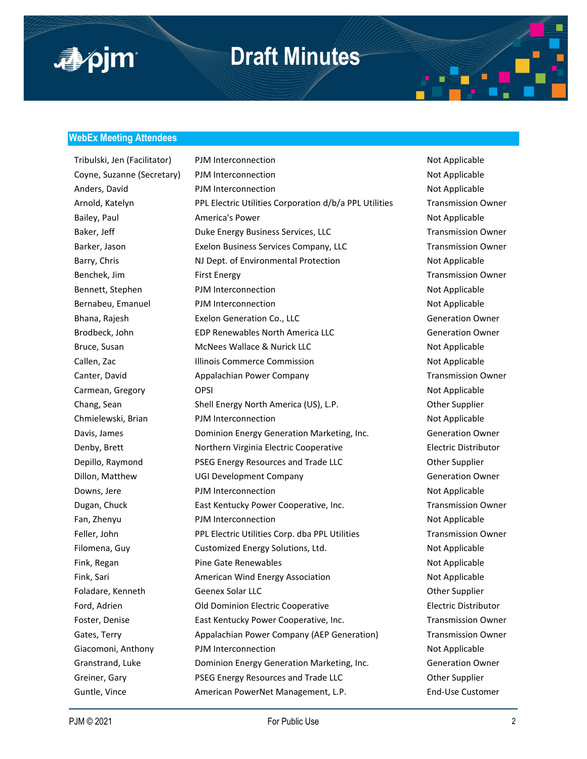## WebEx Meeting Attendees

| | | |
|---|---|---|
| Tribulski, Jen (Facilitator) | PJM Interconnection | Not Applicable |
| Coyne, Suzanne (Secretary) | PJM Interconnection | Not Applicable |
| Anders, David | PJM Interconnection | Not Applicable |
| Arnold, Katelyn | PPL Electric Utilities Corporation d/b/a PPL Utilities | Transmission Owner |
| Bailey, Paul | America's Power | Not Applicable |
| Baker, Jeff | Duke Energy Business Services, LLC | Transmission Owner |
| Barker, Jason | Exelon Business Services Company, LLC | Transmission Owner |
| Barry, Chris | NJ Dept. of Environmental Protection | Not Applicable |
| Benchek, Jim | First Energy | Transmission Owner |
| Bennett, Stephen | PJM Interconnection | Not Applicable |
| Bernabeu, Emanuel | PJM Interconnection | Not Applicable |
| Bhana, Rajesh | Exelon Generation Co., LLC | Generation Owner |
| Brodbeck, John | EDP Renewables North America LLC | Generation Owner |
| Bruce, Susan | McNees Wallace & Nurick LLC | Not Applicable |
| Callen, Zac | Illinois Commerce Commission | Not Applicable |
| Canter, David | Appalachian Power Company | Transmission Owner |
| Carmean, Gregory | OPSI | Not Applicable |
| Chang, Sean | Shell Energy North America (US), L.P. | Other Supplier |
| Chmielewski, Brian | PJM Interconnection | Not Applicable |
| Davis, James | Dominion Energy Generation Marketing, Inc. | Generation Owner |
| Denby, Brett | Northern Virginia Electric Cooperative | Electric Distributor |
| Depillo, Raymond | PSEG Energy Resources and Trade LLC | Other Supplier |
| Dillon, Matthew | UGI Development Company | Generation Owner |
| Downs, Jere | PJM Interconnection | Not Applicable |
| Dugan, Chuck | East Kentucky Power Cooperative, Inc. | Transmission Owner |
| Fan, Zhenyu | PJM Interconnection | Not Applicable |
| Feller, John | PPL Electric Utilities Corp. dba PPL Utilities | Transmission Owner |
| Filomena, Guy | Customized Energy Solutions, Ltd. | Not Applicable |
| Fink, Regan | Pine Gate Renewables | Not Applicable |
| Fink, Sari | American Wind Energy Association | Not Applicable |
| Foladare, Kenneth | Geenex Solar LLC | Other Supplier |
| Ford, Adrien | Old Dominion Electric Cooperative | Electric Distributor |
| Foster, Denise | East Kentucky Power Cooperative, Inc. | Transmission Owner |
| Gates, Terry | Appalachian Power Company (AEP Generation) | Transmission Owner |
| Giacomoni, Anthony | PJM Interconnection | Not Applicable |
| Granstrand, Luke | Dominion Energy Generation Marketing, Inc. | Generation Owner |
| Greiner, Gary | PSEG Energy Resources and Trade LLC | Other Supplier |
| Guntle, Vince | American PowerNet Management, L.P. | End-Use Customer |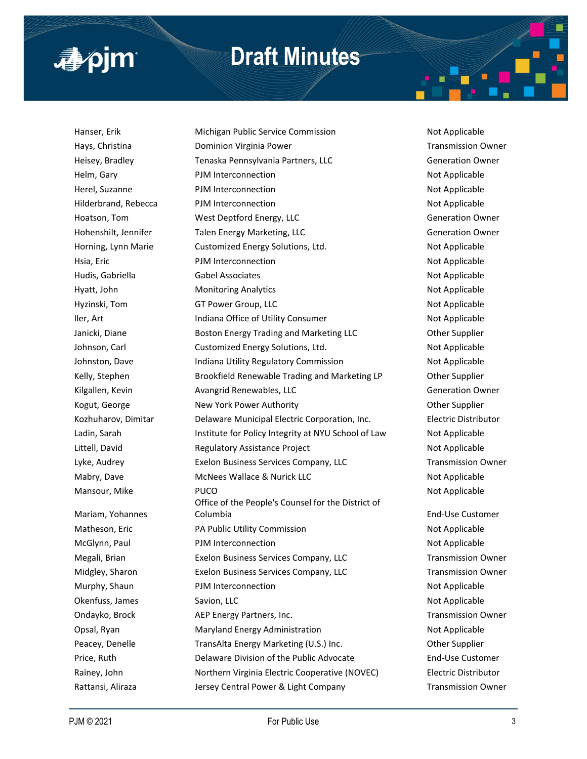| | | |
|---|---|---|
| Hanser, Erik | Michigan Public Service Commission | Not Applicable |
| Hays, Christina | Dominion Virginia Power | Transmission Owner |
| Heisey, Bradley | Tenaska Pennsylvania Partners, LLC | Generation Owner |
| Helm, Gary | PJM Interconnection | Not Applicable |
| Herel, Suzanne | PJM Interconnection | Not Applicable |
| Hilderbrand, Rebecca | PJM Interconnection | Not Applicable |
| Hoatson, Tom | West Deptford Energy, LLC | Generation Owner |
| Hohenshilt, Jennifer | Talen Energy Marketing, LLC | Generation Owner |
| Horning, Lynn Marie | Customized Energy Solutions, Ltd. | Not Applicable |
| Hsia, Eric | PJM Interconnection | Not Applicable |
| Hudis, Gabriella | Gabel Associates | Not Applicable |
| Hyatt, John | Monitoring Analytics | Not Applicable |
| Hyzinski, Tom | GT Power Group, LLC | Not Applicable |
| Iler, Art | Indiana Office of Utility Consumer | Not Applicable |
| Janicki, Diane | Boston Energy Trading and Marketing LLC | Other Supplier |
| Johnson, Carl | Customized Energy Solutions, Ltd. | Not Applicable |
| Johnston, Dave | Indiana Utility Regulatory Commission | Not Applicable |
| Kelly, Stephen | Brookfield Renewable Trading and Marketing LP | Other Supplier |
| Kilgallen, Kevin | Avangrid Renewables, LLC | Generation Owner |
| Kogut, George | New York Power Authority | Other Supplier |
| Kozhuharov, Dimitar | Delaware Municipal Electric Corporation, Inc. | Electric Distributor |
| Ladin, Sarah | Institute for Policy Integrity at NYU School of Law | Not Applicable |
| Littell, David | Regulatory Assistance Project | Not Applicable |
| Lyke, Audrey | Exelon Business Services Company, LLC | Transmission Owner |
| Mabry, Dave | McNees Wallace & Nurick LLC | Not Applicable |
| Mansour, Mike | PUCO | Not Applicable |
| Mariam, Yohannes | Office of the People's Counsel for the District of Columbia | End-Use Customer |
| Matheson, Eric | PA Public Utility Commission | Not Applicable |
| McGlynn, Paul | PJM Interconnection | Not Applicable |
| Megali, Brian | Exelon Business Services Company, LLC | Transmission Owner |
| Midgley, Sharon | Exelon Business Services Company, LLC | Transmission Owner |
| Murphy, Shaun | PJM Interconnection | Not Applicable |
| Okenfuss, James | Savion, LLC | Not Applicable |
| Ondayko, Brock | AEP Energy Partners, Inc. | Transmission Owner |
| Opsal, Ryan | Maryland Energy Administration | Not Applicable |
| Peacey, Denelle | TransAlta Energy Marketing (U.S.) Inc. | Other Supplier |
| Price, Ruth | Delaware Division of the Public Advocate | End-Use Customer |
| Rainey, John | Northern Virginia Electric Cooperative (NOVEC) | Electric Distributor |
| Rattansi, Aliraza | Jersey Central Power & Light Company | Transmission Owner |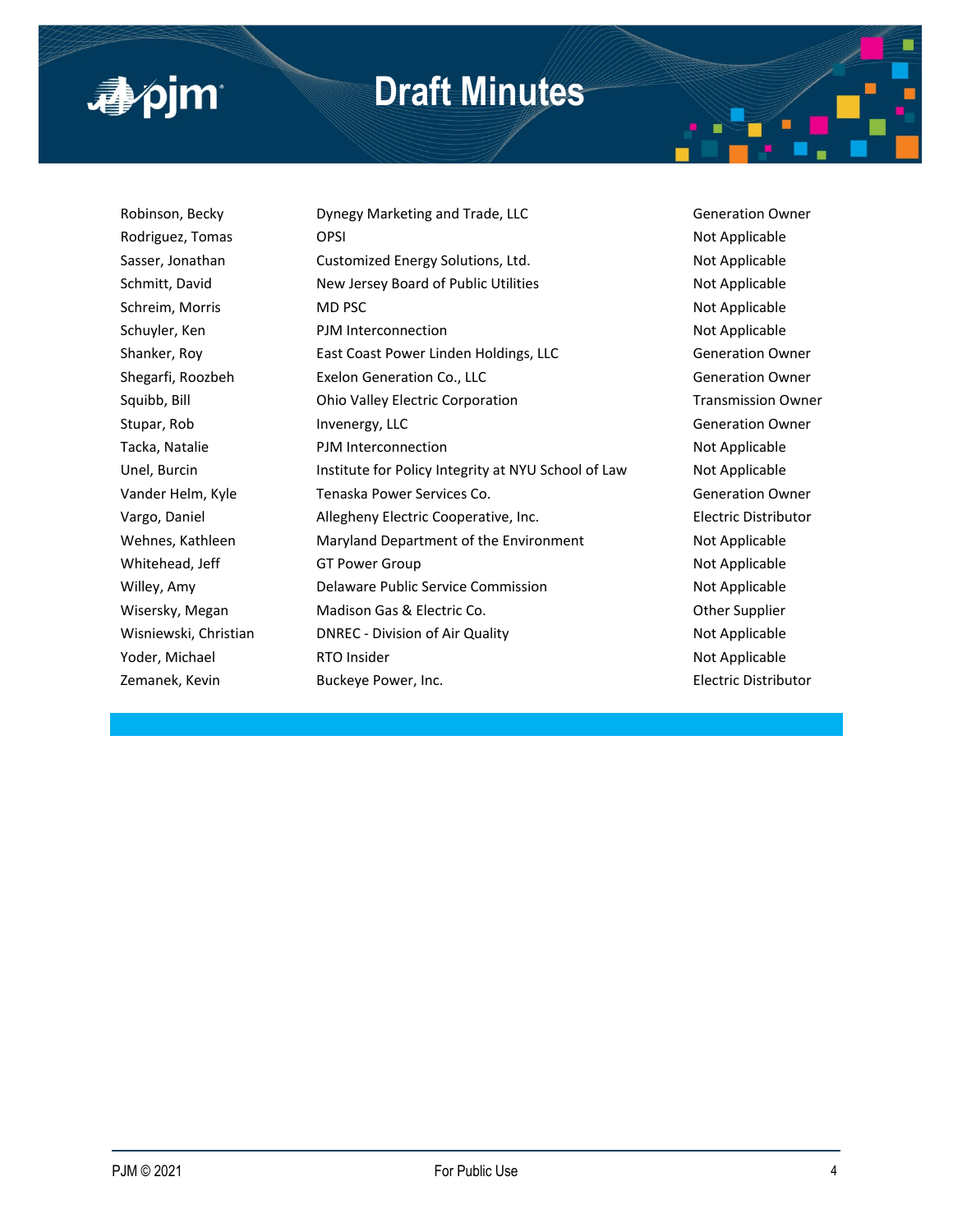| | | |
|---|---|---|
| Robinson, Becky | Dynegy Marketing and Trade, LLC | Generation Owner |
| Rodriguez, Tomas | OPSI | Not Applicable |
| Sasser, Jonathan | Customized Energy Solutions, Ltd. | Not Applicable |
| Schmitt, David | New Jersey Board of Public Utilities | Not Applicable |
| Schreim, Morris | MD PSC | Not Applicable |
| Schuyler, Ken | PJM Interconnection | Not Applicable |
| Shanker, Roy | East Coast Power Linden Holdings, LLC | Generation Owner |
| Shegarfi, Roozbeh | Exelon Generation Co., LLC | Generation Owner |
| Squibb, Bill | Ohio Valley Electric Corporation | Transmission Owner |
| Stupar, Rob | Invenergy, LLC | Generation Owner |
| Tacka, Natalie | PJM Interconnection | Not Applicable |
| Unel, Burcin | Institute for Policy Integrity at NYU School of Law | Not Applicable |
| Vander Helm, Kyle | Tenaska Power Services Co. | Generation Owner |
| Vargo, Daniel | Allegheny Electric Cooperative, Inc. | Electric Distributor |
| Wehnes, Kathleen | Maryland Department of the Environment | Not Applicable |
| Whitehead, Jeff | GT Power Group | Not Applicable |
| Willey, Amy | Delaware Public Service Commission | Not Applicable |
| Wisersky, Megan | Madison Gas & Electric Co. | Other Supplier |
| Wisniewski, Christian | DNREC - Division of Air Quality | Not Applicable |
| Yoder, Michael | RTO Insider | Not Applicable |
| Zemanek, Kevin | Buckeye Power, Inc. | Electric Distributor |